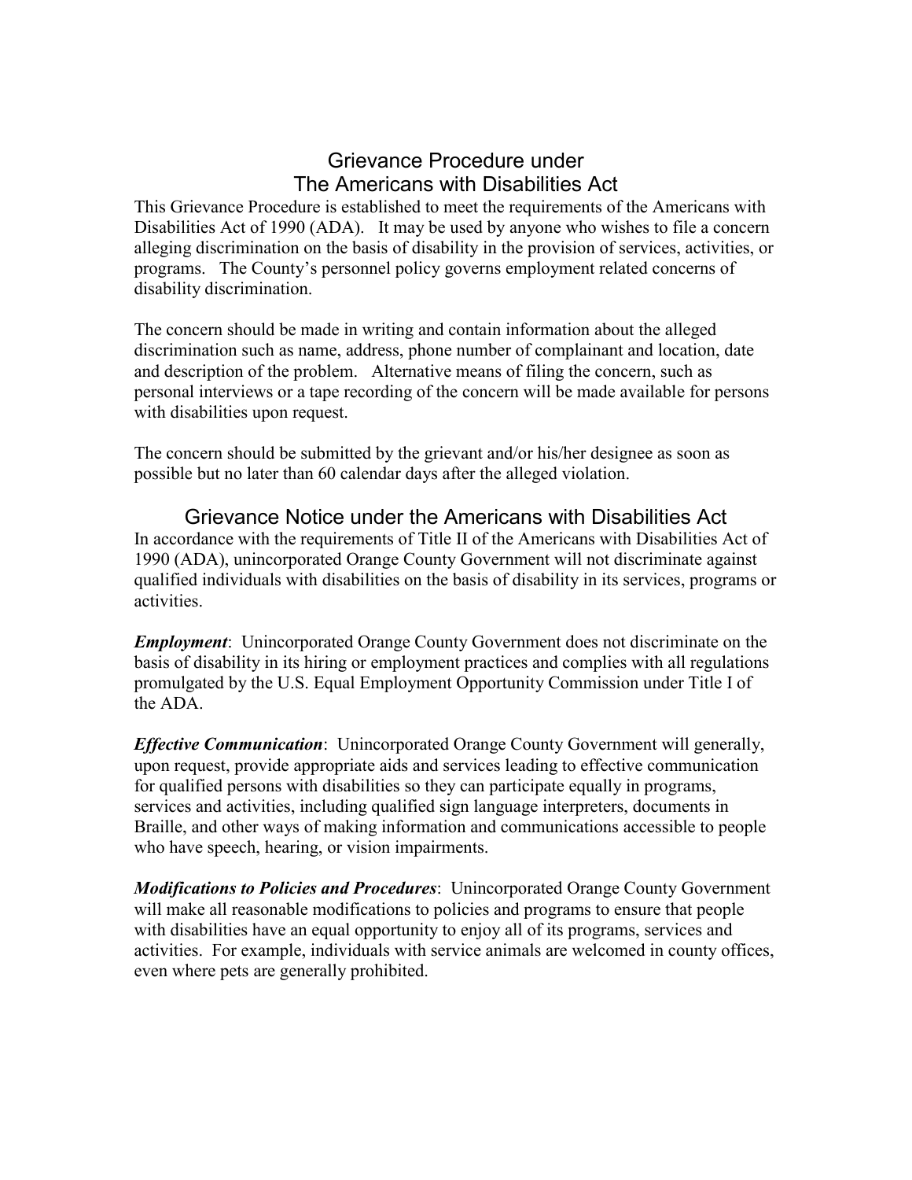# Grievance Procedure under The Americans with Disabilities Act

This Grievance Procedure is established to meet the requirements of the Americans with Disabilities Act of 1990 (ADA). It may be used by anyone who wishes to file a concern alleging discrimination on the basis of disability in the provision of services, activities, or programs. The County's personnel policy governs employment related concerns of disability discrimination.

The concern should be made in writing and contain information about the alleged discrimination such as name, address, phone number of complainant and location, date and description of the problem. Alternative means of filing the concern, such as personal interviews or a tape recording of the concern will be made available for persons with disabilities upon request.

The concern should be submitted by the grievant and/or his/her designee as soon as possible but no later than 60 calendar days after the alleged violation.

# Grievance Notice under the Americans with Disabilities Act

In accordance with the requirements of Title II of the Americans with Disabilities Act of 1990 (ADA), unincorporated Orange County Government will not discriminate against qualified individuals with disabilities on the basis of disability in its services, programs or activities.

***Employment***: Unincorporated Orange County Government does not discriminate on the basis of disability in its hiring or employment practices and complies with all regulations promulgated by the U.S. Equal Employment Opportunity Commission under Title I of the ADA.

***Effective Communication***: Unincorporated Orange County Government will generally, upon request, provide appropriate aids and services leading to effective communication for qualified persons with disabilities so they can participate equally in programs, services and activities, including qualified sign language interpreters, documents in Braille, and other ways of making information and communications accessible to people who have speech, hearing, or vision impairments.

***Modifications to Policies and Procedures***: Unincorporated Orange County Government will make all reasonable modifications to policies and programs to ensure that people with disabilities have an equal opportunity to enjoy all of its programs, services and activities. For example, individuals with service animals are welcomed in county offices, even where pets are generally prohibited.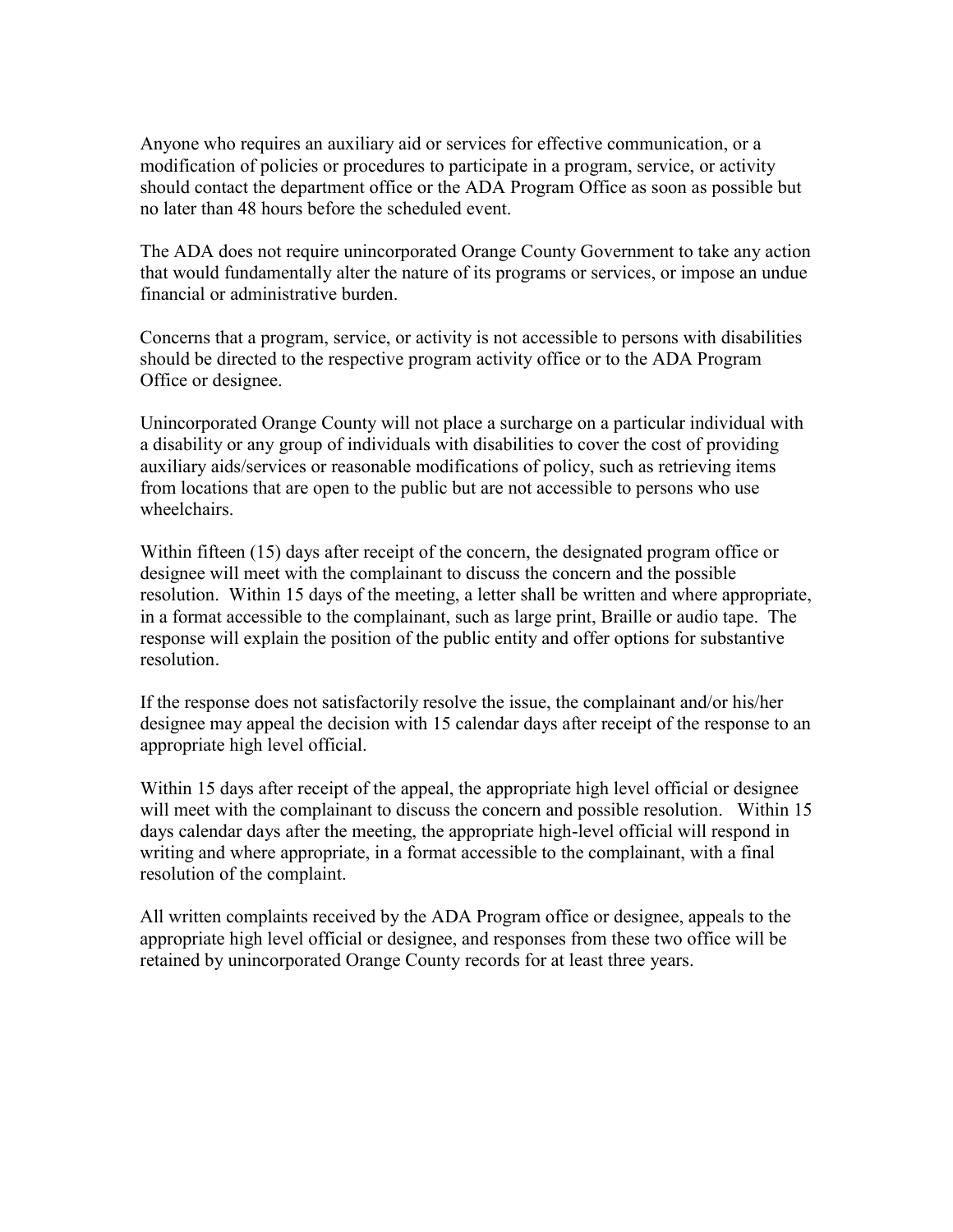Anyone who requires an auxiliary aid or services for effective communication, or a modification of policies or procedures to participate in a program, service, or activity should contact the department office or the ADA Program Office as soon as possible but no later than 48 hours before the scheduled event.

The ADA does not require unincorporated Orange County Government to take any action that would fundamentally alter the nature of its programs or services, or impose an undue financial or administrative burden.

Concerns that a program, service, or activity is not accessible to persons with disabilities should be directed to the respective program activity office or to the ADA Program Office or designee.

Unincorporated Orange County will not place a surcharge on a particular individual with a disability or any group of individuals with disabilities to cover the cost of providing auxiliary aids/services or reasonable modifications of policy, such as retrieving items from locations that are open to the public but are not accessible to persons who use wheelchairs.

Within fifteen (15) days after receipt of the concern, the designated program office or designee will meet with the complainant to discuss the concern and the possible resolution. Within 15 days of the meeting, a letter shall be written and where appropriate, in a format accessible to the complainant, such as large print, Braille or audio tape. The response will explain the position of the public entity and offer options for substantive resolution.

If the response does not satisfactorily resolve the issue, the complainant and/or his/her designee may appeal the decision with 15 calendar days after receipt of the response to an appropriate high level official.

Within 15 days after receipt of the appeal, the appropriate high level official or designee will meet with the complainant to discuss the concern and possible resolution. Within 15 days calendar days after the meeting, the appropriate high-level official will respond in writing and where appropriate, in a format accessible to the complainant, with a final resolution of the complaint.

All written complaints received by the ADA Program office or designee, appeals to the appropriate high level official or designee, and responses from these two office will be retained by unincorporated Orange County records for at least three years.